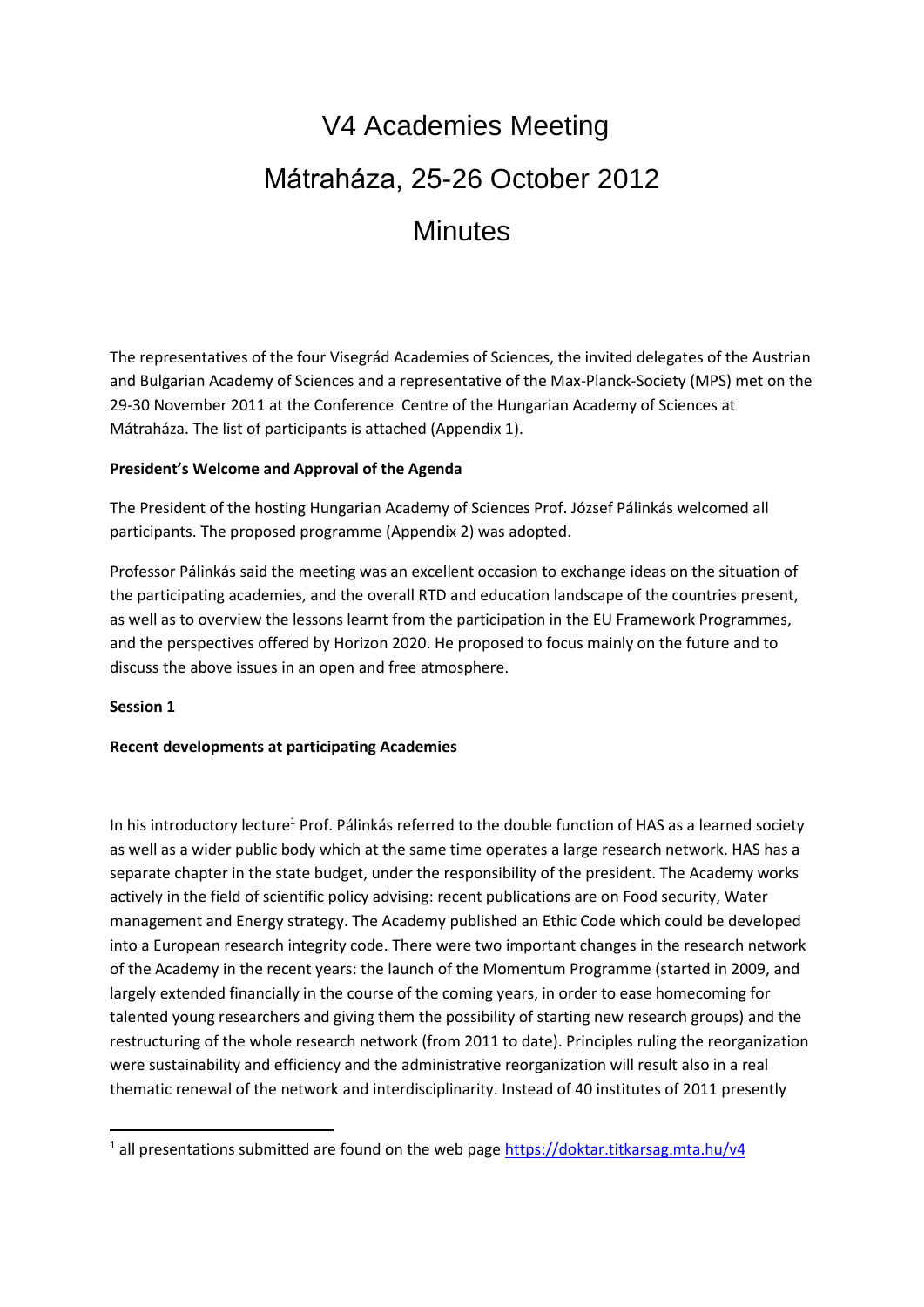# V4 Academies Meeting

# Mátraháza, 25-26 October 2012

# Minutes

The representatives of the four Visegrád Academies of Sciences, the invited delegates of the Austrian and Bulgarian Academy of Sciences and a representative of the Max-Planck-Society (MPS) met on the 29-30 November 2011 at the Conference Centre of the Hungarian Academy of Sciences at Mátraháza. The list of participants is attached (Appendix 1).

**President's Welcome and Approval of the Agenda**

The President of the hosting Hungarian Academy of Sciences Prof. József Pálinkás welcomed all participants. The proposed programme (Appendix 2) was adopted.

Professor Pálinkás said the meeting was an excellent occasion to exchange ideas on the situation of the participating academies, and the overall RTD and education landscape of the countries present, as well as to overview the lessons learnt from the participation in the EU Framework Programmes, and the perspectives offered by Horizon 2020. He proposed to focus mainly on the future and to discuss the above issues in an open and free atmosphere.

**Session 1**

**Recent developments at participating Academies**

In his introductory lecture[1] Prof. Pálinkás referred to the double function of HAS as a learned society as well as a wider public body which at the same time operates a large research network. HAS has a separate chapter in the state budget, under the responsibility of the president. The Academy works actively in the field of scientific policy advising: recent publications are on Food security, Water management and Energy strategy. The Academy published an Ethic Code which could be developed into a European research integrity code. There were two important changes in the research network of the Academy in the recent years: the launch of the Momentum Programme (started in 2009, and largely extended financially in the course of the coming years, in order to ease homecoming for talented young researchers and giving them the possibility of starting new research groups) and the restructuring of the whole research network (from 2011 to date). Principles ruling the reorganization were sustainability and efficiency and the administrative reorganization will result also in a real thematic renewal of the network and interdisciplinarity. Instead of 40 institutes of 2011 presently

[1] all presentations submitted are found on the web page https://doktar.titkarsag.mta.hu/v4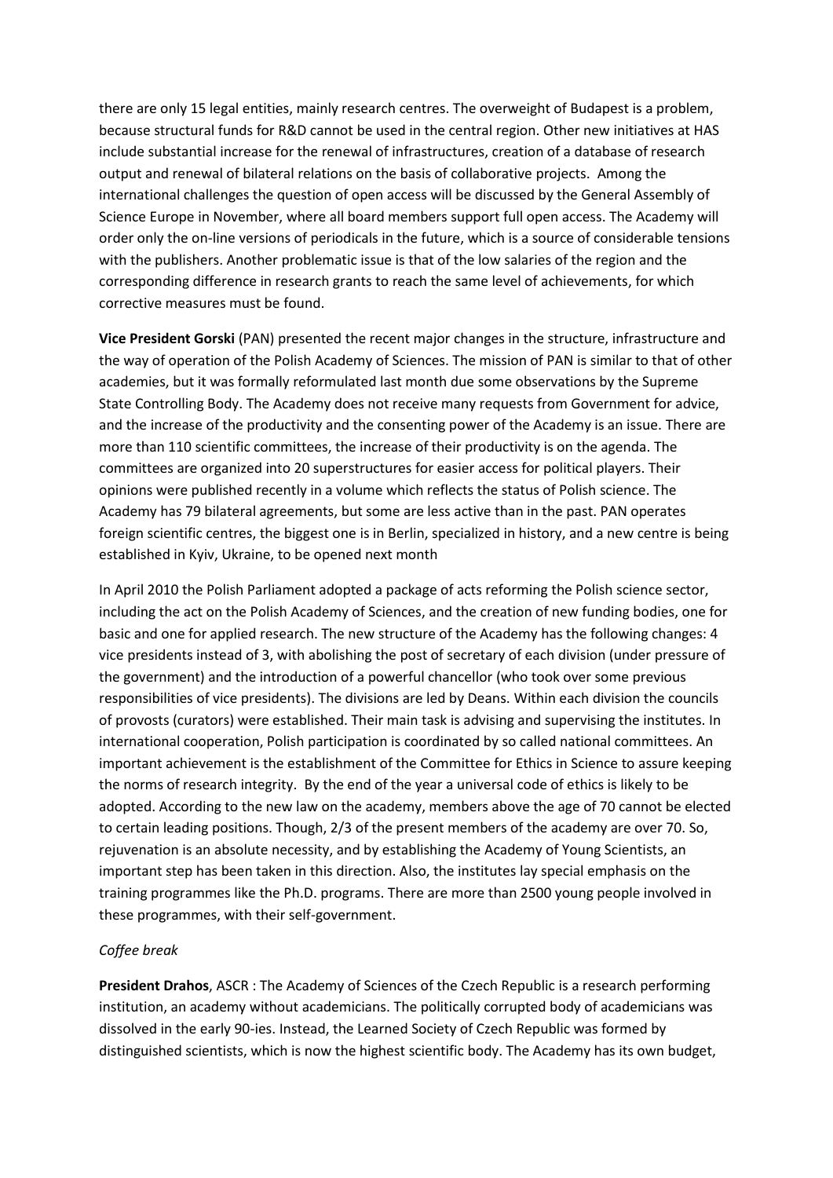there are only 15 legal entities, mainly research centres. The overweight of Budapest is a problem, because structural funds for R&D cannot be used in the central region. Other new initiatives at HAS include substantial increase for the renewal of infrastructures, creation of a database of research output and renewal of bilateral relations on the basis of collaborative projects. Among the international challenges the question of open access will be discussed by the General Assembly of Science Europe in November, where all board members support full open access. The Academy will order only the on-line versions of periodicals in the future, which is a source of considerable tensions with the publishers. Another problematic issue is that of the low salaries of the region and the corresponding difference in research grants to reach the same level of achievements, for which corrective measures must be found.

**Vice President Gorski** (PAN) presented the recent major changes in the structure, infrastructure and the way of operation of the Polish Academy of Sciences. The mission of PAN is similar to that of other academies, but it was formally reformulated last month due some observations by the Supreme State Controlling Body. The Academy does not receive many requests from Government for advice, and the increase of the productivity and the consenting power of the Academy is an issue. There are more than 110 scientific committees, the increase of their productivity is on the agenda. The committees are organized into 20 superstructures for easier access for political players. Their opinions were published recently in a volume which reflects the status of Polish science. The Academy has 79 bilateral agreements, but some are less active than in the past. PAN operates foreign scientific centres, the biggest one is in Berlin, specialized in history, and a new centre is being established in Kyiv, Ukraine, to be opened next month

In April 2010 the Polish Parliament adopted a package of acts reforming the Polish science sector, including the act on the Polish Academy of Sciences, and the creation of new funding bodies, one for basic and one for applied research. The new structure of the Academy has the following changes: 4 vice presidents instead of 3, with abolishing the post of secretary of each division (under pressure of the government) and the introduction of a powerful chancellor (who took over some previous responsibilities of vice presidents). The divisions are led by Deans. Within each division the councils of provosts (curators) were established. Their main task is advising and supervising the institutes. In international cooperation, Polish participation is coordinated by so called national committees. An important achievement is the establishment of the Committee for Ethics in Science to assure keeping the norms of research integrity. By the end of the year a universal code of ethics is likely to be adopted. According to the new law on the academy, members above the age of 70 cannot be elected to certain leading positions. Though, 2/3 of the present members of the academy are over 70. So, rejuvenation is an absolute necessity, and by establishing the Academy of Young Scientists, an important step has been taken in this direction. Also, the institutes lay special emphasis on the training programmes like the Ph.D. programs. There are more than 2500 young people involved in these programmes, with their self-government.

*Coffee break*

**President Drahos**, ASCR : The Academy of Sciences of the Czech Republic is a research performing institution, an academy without academicians. The politically corrupted body of academicians was dissolved in the early 90-ies. Instead, the Learned Society of Czech Republic was formed by distinguished scientists, which is now the highest scientific body. The Academy has its own budget,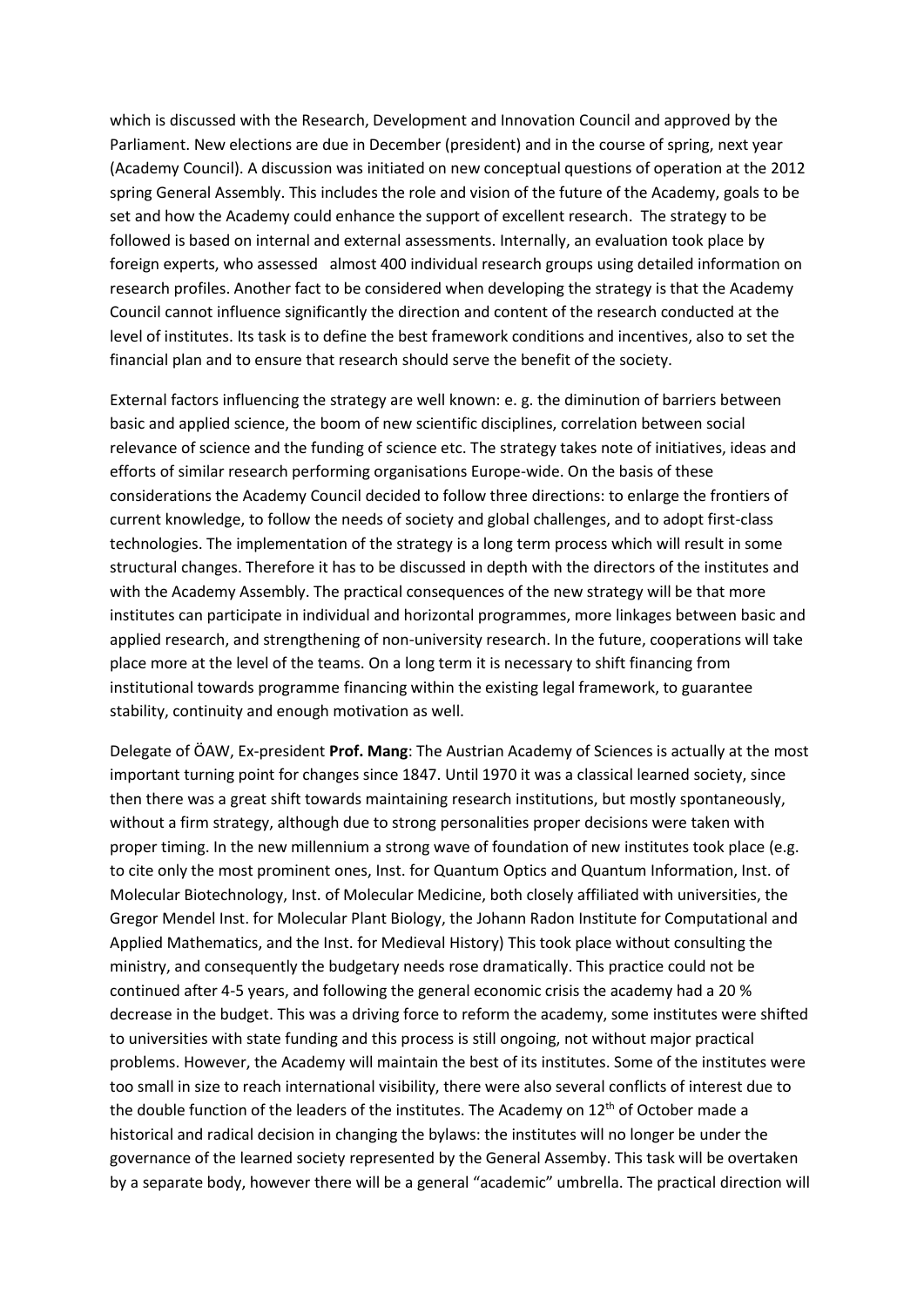which is discussed with the Research, Development and Innovation Council and approved by the Parliament. New elections are due in December (president) and in the course of spring, next year (Academy Council). A discussion was initiated on new conceptual questions of operation at the 2012 spring General Assembly. This includes the role and vision of the future of the Academy, goals to be set and how the Academy could enhance the support of excellent research. The strategy to be followed is based on internal and external assessments. Internally, an evaluation took place by foreign experts, who assessed almost 400 individual research groups using detailed information on research profiles. Another fact to be considered when developing the strategy is that the Academy Council cannot influence significantly the direction and content of the research conducted at the level of institutes. Its task is to define the best framework conditions and incentives, also to set the financial plan and to ensure that research should serve the benefit of the society.

External factors influencing the strategy are well known: e. g. the diminution of barriers between basic and applied science, the boom of new scientific disciplines, correlation between social relevance of science and the funding of science etc. The strategy takes note of initiatives, ideas and efforts of similar research performing organisations Europe-wide. On the basis of these considerations the Academy Council decided to follow three directions: to enlarge the frontiers of current knowledge, to follow the needs of society and global challenges, and to adopt first-class technologies. The implementation of the strategy is a long term process which will result in some structural changes. Therefore it has to be discussed in depth with the directors of the institutes and with the Academy Assembly. The practical consequences of the new strategy will be that more institutes can participate in individual and horizontal programmes, more linkages between basic and applied research, and strengthening of non-university research. In the future, cooperations will take place more at the level of the teams. On a long term it is necessary to shift financing from institutional towards programme financing within the existing legal framework, to guarantee stability, continuity and enough motivation as well.

Delegate of ÖAW, Ex-president **Prof. Mang**: The Austrian Academy of Sciences is actually at the most important turning point for changes since 1847. Until 1970 it was a classical learned society, since then there was a great shift towards maintaining research institutions, but mostly spontaneously, without a firm strategy, although due to strong personalities proper decisions were taken with proper timing. In the new millennium a strong wave of foundation of new institutes took place (e.g. to cite only the most prominent ones, Inst. for Quantum Optics and Quantum Information, Inst. of Molecular Biotechnology, Inst. of Molecular Medicine, both closely affiliated with universities, the Gregor Mendel Inst. for Molecular Plant Biology, the Johann Radon Institute for Computational and Applied Mathematics, and the Inst. for Medieval History) This took place without consulting the ministry, and consequently the budgetary needs rose dramatically. This practice could not be continued after 4-5 years, and following the general economic crisis the academy had a 20 % decrease in the budget. This was a driving force to reform the academy, some institutes were shifted to universities with state funding and this process is still ongoing, not without major practical problems. However, the Academy will maintain the best of its institutes. Some of the institutes were too small in size to reach international visibility, there were also several conflicts of interest due to the double function of the leaders of the institutes. The Academy on 12th of October made a historical and radical decision in changing the bylaws: the institutes will no longer be under the governance of the learned society represented by the General Assemby. This task will be overtaken by a separate body, however there will be a general "academic" umbrella. The practical direction will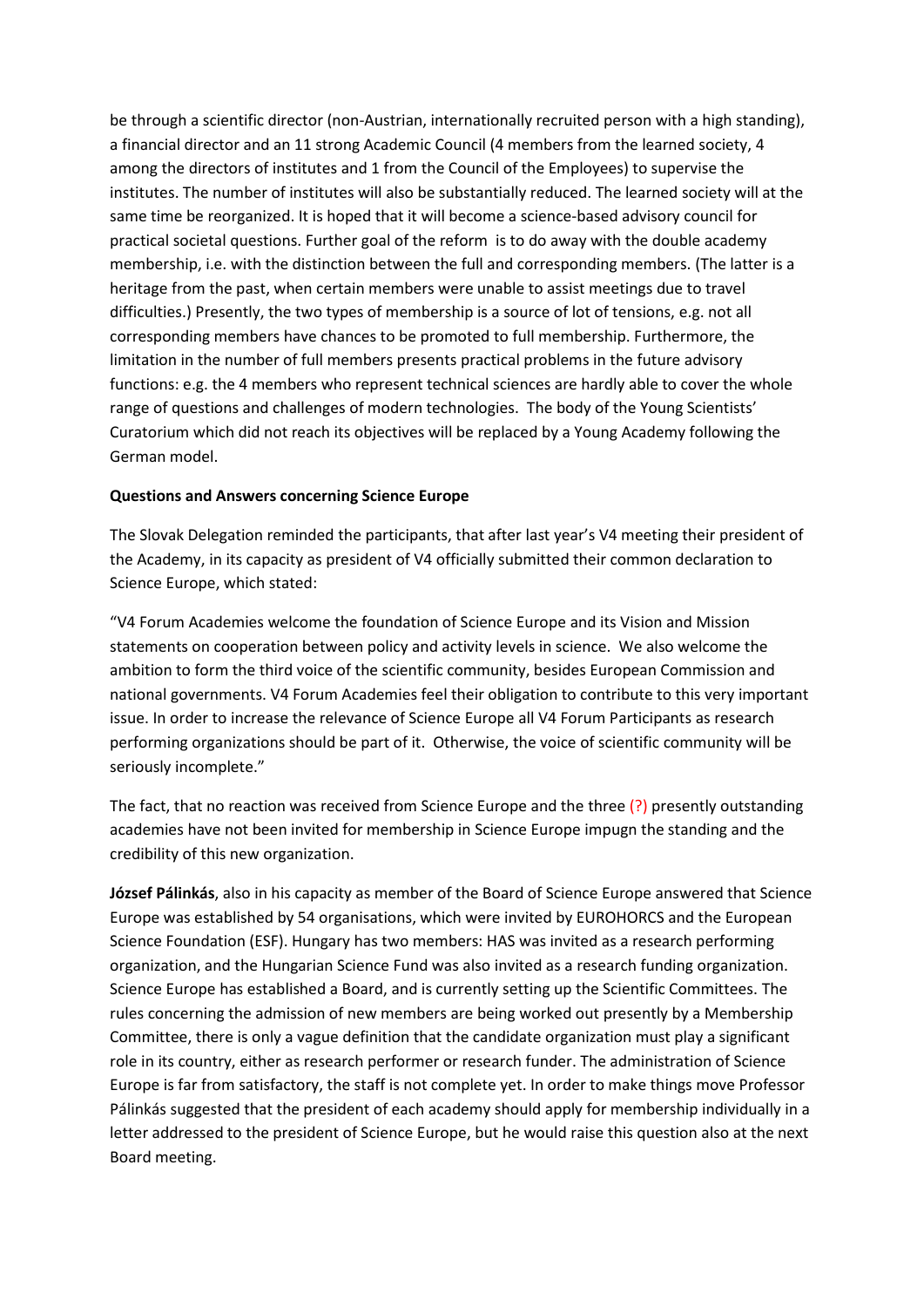be through a scientific director (non-Austrian, internationally recruited person with a high standing), a financial director and an 11 strong Academic Council (4 members from the learned society, 4 among the directors of institutes and 1 from the Council of the Employees) to supervise the institutes. The number of institutes will also be substantially reduced. The learned society will at the same time be reorganized. It is hoped that it will become a science-based advisory council for practical societal questions. Further goal of the reform is to do away with the double academy membership, i.e. with the distinction between the full and corresponding members. (The latter is a heritage from the past, when certain members were unable to assist meetings due to travel difficulties.) Presently, the two types of membership is a source of lot of tensions, e.g. not all corresponding members have chances to be promoted to full membership. Furthermore, the limitation in the number of full members presents practical problems in the future advisory functions: e.g. the 4 members who represent technical sciences are hardly able to cover the whole range of questions and challenges of modern technologies. The body of the Young Scientists' Curatorium which did not reach its objectives will be replaced by a Young Academy following the German model.

**Questions and Answers concerning Science Europe**

The Slovak Delegation reminded the participants, that after last year's V4 meeting their president of the Academy, in its capacity as president of V4 officially submitted their common declaration to Science Europe, which stated:

"V4 Forum Academies welcome the foundation of Science Europe and its Vision and Mission statements on cooperation between policy and activity levels in science. We also welcome the ambition to form the third voice of the scientific community, besides European Commission and national governments. V4 Forum Academies feel their obligation to contribute to this very important issue. In order to increase the relevance of Science Europe all V4 Forum Participants as research performing organizations should be part of it. Otherwise, the voice of scientific community will be seriously incomplete."

The fact, that no reaction was received from Science Europe and the three (?) presently outstanding academies have not been invited for membership in Science Europe impugn the standing and the credibility of this new organization.

**József Pálinkás**, also in his capacity as member of the Board of Science Europe answered that Science Europe was established by 54 organisations, which were invited by EUROHORCS and the European Science Foundation (ESF). Hungary has two members: HAS was invited as a research performing organization, and the Hungarian Science Fund was also invited as a research funding organization. Science Europe has established a Board, and is currently setting up the Scientific Committees. The rules concerning the admission of new members are being worked out presently by a Membership Committee, there is only a vague definition that the candidate organization must play a significant role in its country, either as research performer or research funder. The administration of Science Europe is far from satisfactory, the staff is not complete yet. In order to make things move Professor Pálinkás suggested that the president of each academy should apply for membership individually in a letter addressed to the president of Science Europe, but he would raise this question also at the next Board meeting.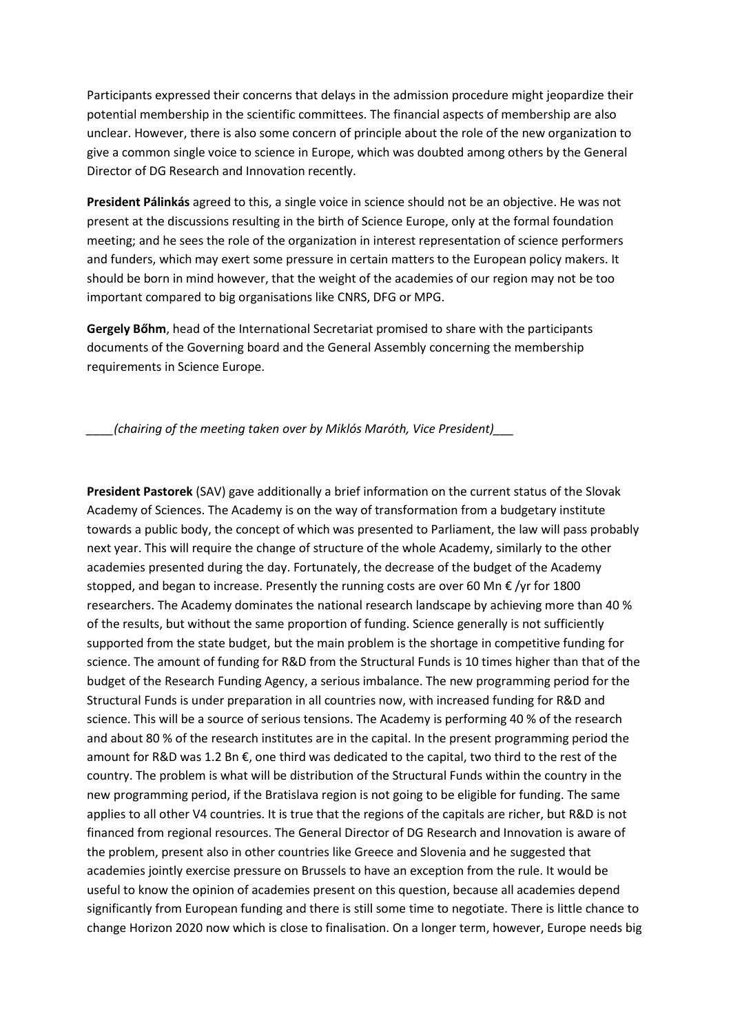Participants expressed their concerns that delays in the admission procedure might jeopardize their potential membership in the scientific committees. The financial aspects of membership are also unclear. However, there is also some concern of principle about the role of the new organization to give a common single voice to science in Europe, which was doubted among others by the General Director of DG Research and Innovation recently.

**President Pálinkás** agreed to this, a single voice in science should not be an objective. He was not present at the discussions resulting in the birth of Science Europe, only at the formal foundation meeting; and he sees the role of the organization in interest representation of science performers and funders, which may exert some pressure in certain matters to the European policy makers. It should be born in mind however, that the weight of the academies of our region may not be too important compared to big organisations like CNRS, DFG or MPG.

**Gergely Bőhm**, head of the International Secretariat promised to share with the participants documents of the Governing board and the General Assembly concerning the membership requirements in Science Europe.

____*(chairing of the meeting taken over by Miklós Maróth, Vice President)*___

**President Pastorek** (SAV) gave additionally a brief information on the current status of the Slovak Academy of Sciences. The Academy is on the way of transformation from a budgetary institute towards a public body, the concept of which was presented to Parliament, the law will pass probably next year. This will require the change of structure of the whole Academy, similarly to the other academies presented during the day. Fortunately, the decrease of the budget of the Academy stopped, and began to increase. Presently the running costs are over 60 Mn € /yr for 1800 researchers. The Academy dominates the national research landscape by achieving more than 40 % of the results, but without the same proportion of funding. Science generally is not sufficiently supported from the state budget, but the main problem is the shortage in competitive funding for science. The amount of funding for R&D from the Structural Funds is 10 times higher than that of the budget of the Research Funding Agency, a serious imbalance. The new programming period for the Structural Funds is under preparation in all countries now, with increased funding for R&D and science. This will be a source of serious tensions. The Academy is performing 40 % of the research and about 80 % of the research institutes are in the capital. In the present programming period the amount for R&D was 1.2 Bn €, one third was dedicated to the capital, two third to the rest of the country. The problem is what will be distribution of the Structural Funds within the country in the new programming period, if the Bratislava region is not going to be eligible for funding. The same applies to all other V4 countries. It is true that the regions of the capitals are richer, but R&D is not financed from regional resources. The General Director of DG Research and Innovation is aware of the problem, present also in other countries like Greece and Slovenia and he suggested that academies jointly exercise pressure on Brussels to have an exception from the rule. It would be useful to know the opinion of academies present on this question, because all academies depend significantly from European funding and there is still some time to negotiate. There is little chance to change Horizon 2020 now which is close to finalisation. On a longer term, however, Europe needs big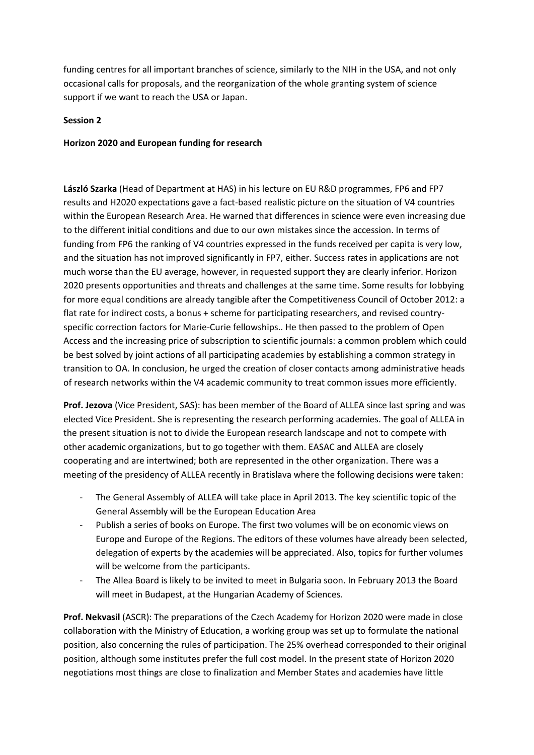funding centres for all important branches of science, similarly to the NIH in the USA, and not only occasional calls for proposals, and the reorganization of the whole granting system of science support if we want to reach the USA or Japan.

**Session 2**

**Horizon 2020 and European funding for research**

**László Szarka** (Head of Department at HAS) in his lecture on EU R&D programmes, FP6 and FP7 results and H2020 expectations gave a fact-based realistic picture on the situation of V4 countries within the European Research Area. He warned that differences in science were even increasing due to the different initial conditions and due to our own mistakes since the accession. In terms of funding from FP6 the ranking of V4 countries expressed in the funds received per capita is very low, and the situation has not improved significantly in FP7, either. Success rates in applications are not much worse than the EU average, however, in requested support they are clearly inferior. Horizon 2020 presents opportunities and threats and challenges at the same time. Some results for lobbying for more equal conditions are already tangible after the Competitiveness Council of October 2012: a flat rate for indirect costs, a bonus + scheme for participating researchers, and revised country-specific correction factors for Marie-Curie fellowships.. He then passed to the problem of Open Access and the increasing price of subscription to scientific journals: a common problem which could be best solved by joint actions of all participating academies by establishing a common strategy in transition to OA. In conclusion, he urged the creation of closer contacts among administrative heads of research networks within the V4 academic community to treat common issues more efficiently.

**Prof. Jezova** (Vice President, SAS): has been member of the Board of ALLEA since last spring and was elected Vice President. She is representing the research performing academies. The goal of ALLEA in the present situation is not to divide the European research landscape and not to compete with other academic organizations, but to go together with them. EASAC and ALLEA are closely cooperating and are intertwined; both are represented in the other organization. There was a meeting of the presidency of ALLEA recently in Bratislava where the following decisions were taken:

- The General Assembly of ALLEA will take place in April 2013. The key scientific topic of the General Assembly will be the European Education Area
- Publish a series of books on Europe. The first two volumes will be on economic views on Europe and Europe of the Regions. The editors of these volumes have already been selected, delegation of experts by the academies will be appreciated. Also, topics for further volumes will be welcome from the participants.
- The Allea Board is likely to be invited to meet in Bulgaria soon. In February 2013 the Board will meet in Budapest, at the Hungarian Academy of Sciences.

**Prof. Nekvasil** (ASCR): The preparations of the Czech Academy for Horizon 2020 were made in close collaboration with the Ministry of Education, a working group was set up to formulate the national position, also concerning the rules of participation. The 25% overhead corresponded to their original position, although some institutes prefer the full cost model. In the present state of Horizon 2020 negotiations most things are close to finalization and Member States and academies have little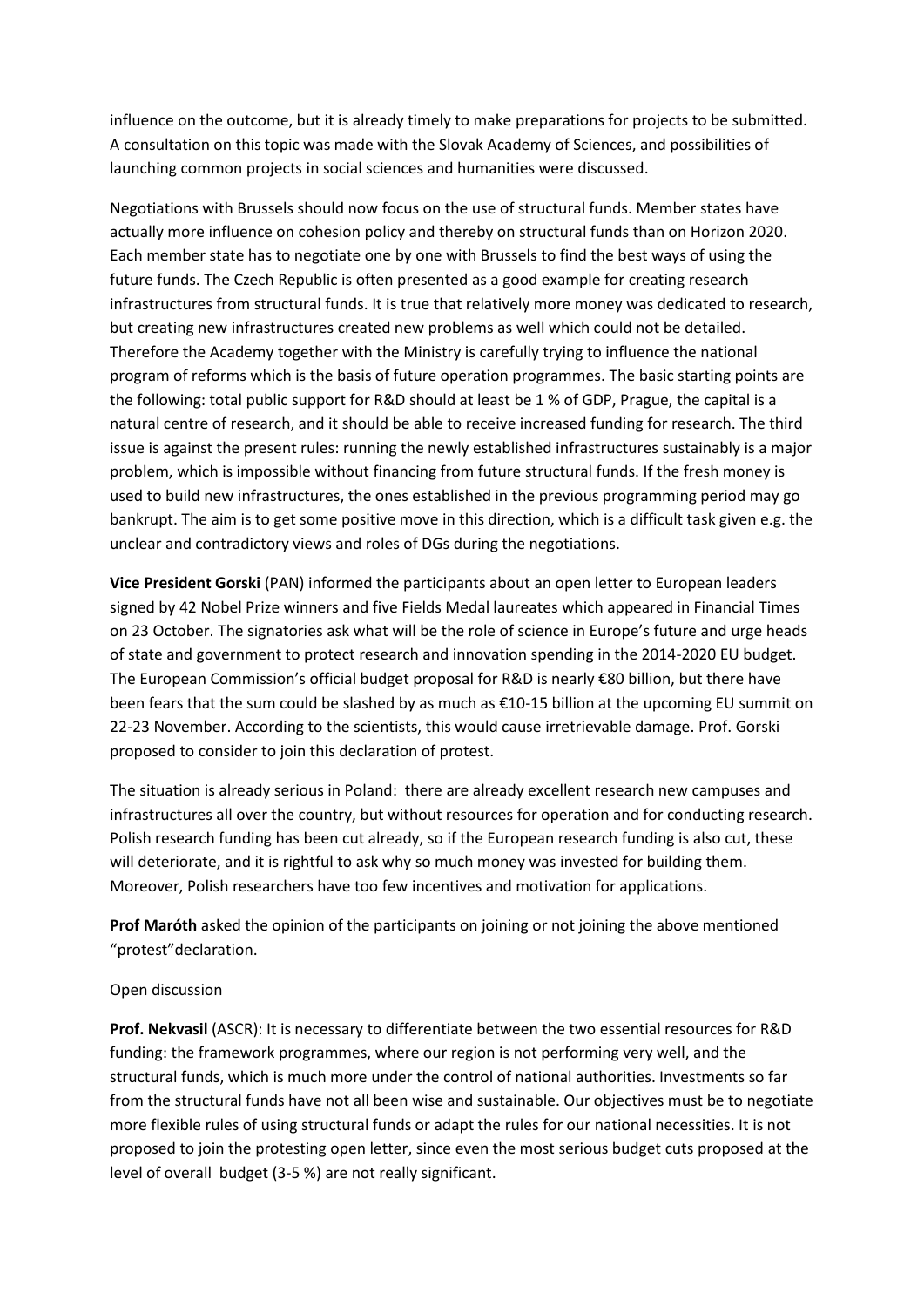influence on the outcome, but it is already timely to make preparations for projects to be submitted. A consultation on this topic was made with the Slovak Academy of Sciences, and possibilities of launching common projects in social sciences and humanities were discussed.

Negotiations with Brussels should now focus on the use of structural funds. Member states have actually more influence on cohesion policy and thereby on structural funds than on Horizon 2020. Each member state has to negotiate one by one with Brussels to find the best ways of using the future funds. The Czech Republic is often presented as a good example for creating research infrastructures from structural funds. It is true that relatively more money was dedicated to research, but creating new infrastructures created new problems as well which could not be detailed. Therefore the Academy together with the Ministry is carefully trying to influence the national program of reforms which is the basis of future operation programmes. The basic starting points are the following: total public support for R&D should at least be 1 % of GDP, Prague, the capital is a natural centre of research, and it should be able to receive increased funding for research. The third issue is against the present rules: running the newly established infrastructures sustainably is a major problem, which is impossible without financing from future structural funds. If the fresh money is used to build new infrastructures, the ones established in the previous programming period may go bankrupt. The aim is to get some positive move in this direction, which is a difficult task given e.g. the unclear and contradictory views and roles of DGs during the negotiations.

**Vice President Gorski** (PAN) informed the participants about an open letter to European leaders signed by 42 Nobel Prize winners and five Fields Medal laureates which appeared in Financial Times on 23 October. The signatories ask what will be the role of science in Europe's future and urge heads of state and government to protect research and innovation spending in the 2014-2020 EU budget. The European Commission's official budget proposal for R&D is nearly €80 billion, but there have been fears that the sum could be slashed by as much as €10-15 billion at the upcoming EU summit on 22-23 November. According to the scientists, this would cause irretrievable damage. Prof. Gorski proposed to consider to join this declaration of protest.

The situation is already serious in Poland: there are already excellent research new campuses and infrastructures all over the country, but without resources for operation and for conducting research. Polish research funding has been cut already, so if the European research funding is also cut, these will deteriorate, and it is rightful to ask why so much money was invested for building them. Moreover, Polish researchers have too few incentives and motivation for applications.

**Prof Maróth** asked the opinion of the participants on joining or not joining the above mentioned "protest"declaration.

Open discussion

**Prof. Nekvasil** (ASCR): It is necessary to differentiate between the two essential resources for R&D funding: the framework programmes, where our region is not performing very well, and the structural funds, which is much more under the control of national authorities. Investments so far from the structural funds have not all been wise and sustainable. Our objectives must be to negotiate more flexible rules of using structural funds or adapt the rules for our national necessities. It is not proposed to join the protesting open letter, since even the most serious budget cuts proposed at the level of overall budget (3-5 %) are not really significant.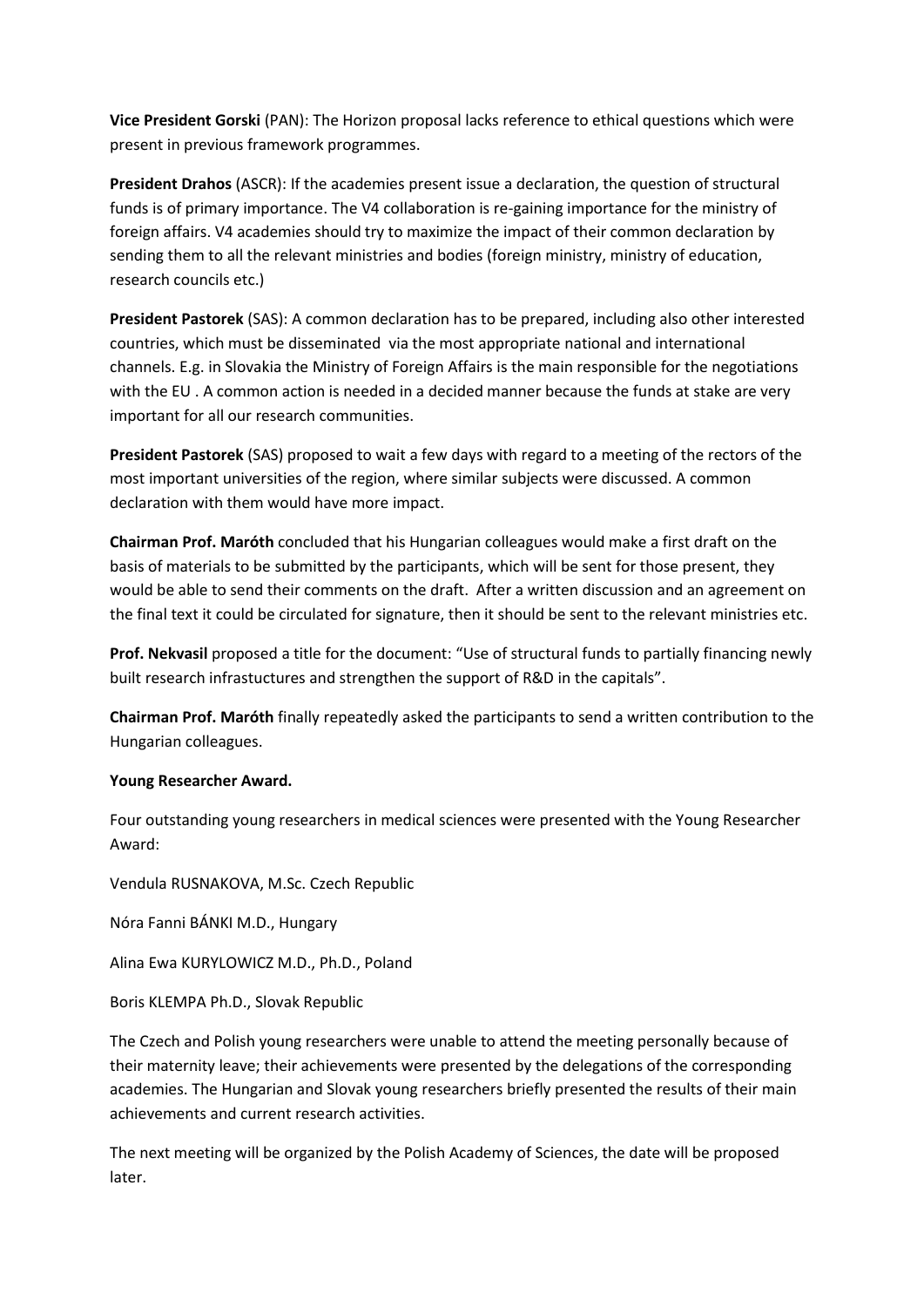**Vice President Gorski** (PAN): The Horizon proposal lacks reference to ethical questions which were present in previous framework programmes.

**President Drahos** (ASCR): If the academies present issue a declaration, the question of structural funds is of primary importance. The V4 collaboration is re-gaining importance for the ministry of foreign affairs. V4 academies should try to maximize the impact of their common declaration by sending them to all the relevant ministries and bodies (foreign ministry, ministry of education, research councils etc.)

**President Pastorek** (SAS): A common declaration has to be prepared, including also other interested countries, which must be disseminated via the most appropriate national and international channels. E.g. in Slovakia the Ministry of Foreign Affairs is the main responsible for the negotiations with the EU . A common action is needed in a decided manner because the funds at stake are very important for all our research communities.

**President Pastorek** (SAS) proposed to wait a few days with regard to a meeting of the rectors of the most important universities of the region, where similar subjects were discussed. A common declaration with them would have more impact.

**Chairman Prof. Maróth** concluded that his Hungarian colleagues would make a first draft on the basis of materials to be submitted by the participants, which will be sent for those present, they would be able to send their comments on the draft. After a written discussion and an agreement on the final text it could be circulated for signature, then it should be sent to the relevant ministries etc.

**Prof. Nekvasil** proposed a title for the document: "Use of structural funds to partially financing newly built research infrastuctures and strengthen the support of R&D in the capitals".

**Chairman Prof. Maróth** finally repeatedly asked the participants to send a written contribution to the Hungarian colleagues.

**Young Researcher Award.**

Four outstanding young researchers in medical sciences were presented with the Young Researcher Award:

Vendula RUSNAKOVA, M.Sc. Czech Republic

Nóra Fanni BÁNKI M.D., Hungary

Alina Ewa KURYLOWICZ M.D., Ph.D., Poland

Boris KLEMPA Ph.D., Slovak Republic

The Czech and Polish young researchers were unable to attend the meeting personally because of their maternity leave; their achievements were presented by the delegations of the corresponding academies. The Hungarian and Slovak young researchers briefly presented the results of their main achievements and current research activities.

The next meeting will be organized by the Polish Academy of Sciences, the date will be proposed later.